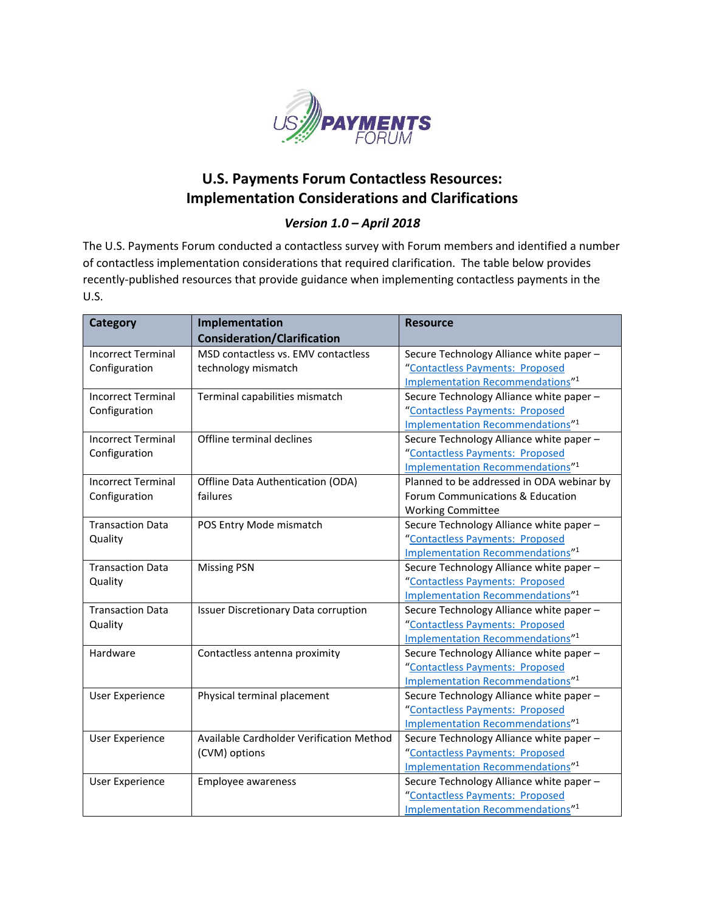# U.S. Payments Forum Contactless Resources: Implementation Considerations and Clarifications

*Version 1.0 – April 2018*

The U.S. Payments Forum conducted a contactless survey with Forum members and identified a number of contactless implementation considerations that required clarification. The table below provides recently-published resources that provide guidance when implementing contactless payments in the U.S.

| Category | Implementation Consideration/Clarification | Resource |
|---|---|---|
| Incorrect Terminal Configuration | MSD contactless vs. EMV contactless technology mismatch | Secure Technology Alliance white paper – "Contactless Payments: Proposed Implementation Recommendations"[1] |
| Incorrect Terminal Configuration | Terminal capabilities mismatch | Secure Technology Alliance white paper – "Contactless Payments: Proposed Implementation Recommendations"[1] |
| Incorrect Terminal Configuration | Offline terminal declines | Secure Technology Alliance white paper – "Contactless Payments: Proposed Implementation Recommendations"[1] |
| Incorrect Terminal Configuration | Offline Data Authentication (ODA) failures | Planned to be addressed in ODA webinar by Forum Communications & Education Working Committee |
| Transaction Data Quality | POS Entry Mode mismatch | Secure Technology Alliance white paper – "Contactless Payments: Proposed Implementation Recommendations"[1] |
| Transaction Data Quality | Missing PSN | Secure Technology Alliance white paper – "Contactless Payments: Proposed Implementation Recommendations"[1] |
| Transaction Data Quality | Issuer Discretionary Data corruption | Secure Technology Alliance white paper – "Contactless Payments: Proposed Implementation Recommendations"[1] |
| Hardware | Contactless antenna proximity | Secure Technology Alliance white paper – "Contactless Payments: Proposed Implementation Recommendations"[1] |
| User Experience | Physical terminal placement | Secure Technology Alliance white paper – "Contactless Payments: Proposed Implementation Recommendations"[1] |
| User Experience | Available Cardholder Verification Method (CVM) options | Secure Technology Alliance white paper – "Contactless Payments: Proposed Implementation Recommendations"[1] |
| User Experience | Employee awareness | Secure Technology Alliance white paper – "Contactless Payments: Proposed Implementation Recommendations"[1] |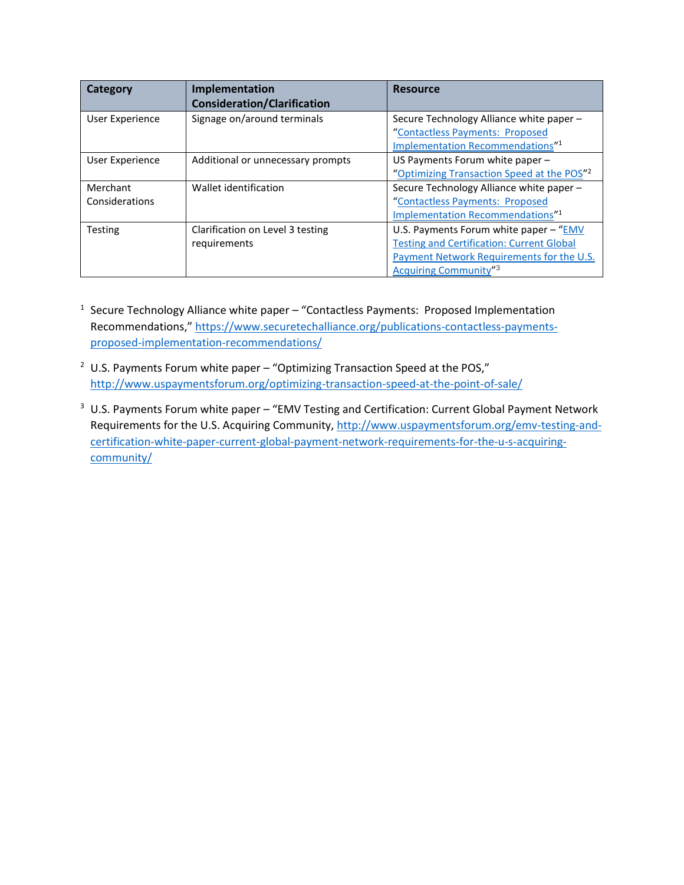| Category | Implementation Consideration/Clarification | Resource |
| --- | --- | --- |
| User Experience | Signage on/around terminals | Secure Technology Alliance white paper – "Contactless Payments: Proposed Implementation Recommendations"[1] |
| User Experience | Additional or unnecessary prompts | US Payments Forum white paper – "Optimizing Transaction Speed at the POS"[2] |
| Merchant Considerations | Wallet identification | Secure Technology Alliance white paper – "Contactless Payments: Proposed Implementation Recommendations"[1] |
| Testing | Clarification on Level 3 testing requirements | U.S. Payments Forum white paper – "EMV Testing and Certification: Current Global Payment Network Requirements for the U.S. Acquiring Community"[3] |

[1] Secure Technology Alliance white paper – "Contactless Payments: Proposed Implementation Recommendations," https://www.securetechalliance.org/publications-contactless-payments-proposed-implementation-recommendations/

[2] U.S. Payments Forum white paper – "Optimizing Transaction Speed at the POS," http://www.uspaymentsforum.org/optimizing-transaction-speed-at-the-point-of-sale/

[3] U.S. Payments Forum white paper – "EMV Testing and Certification: Current Global Payment Network Requirements for the U.S. Acquiring Community, http://www.uspaymentsforum.org/emv-testing-and-certification-white-paper-current-global-payment-network-requirements-for-the-u-s-acquiring-community/